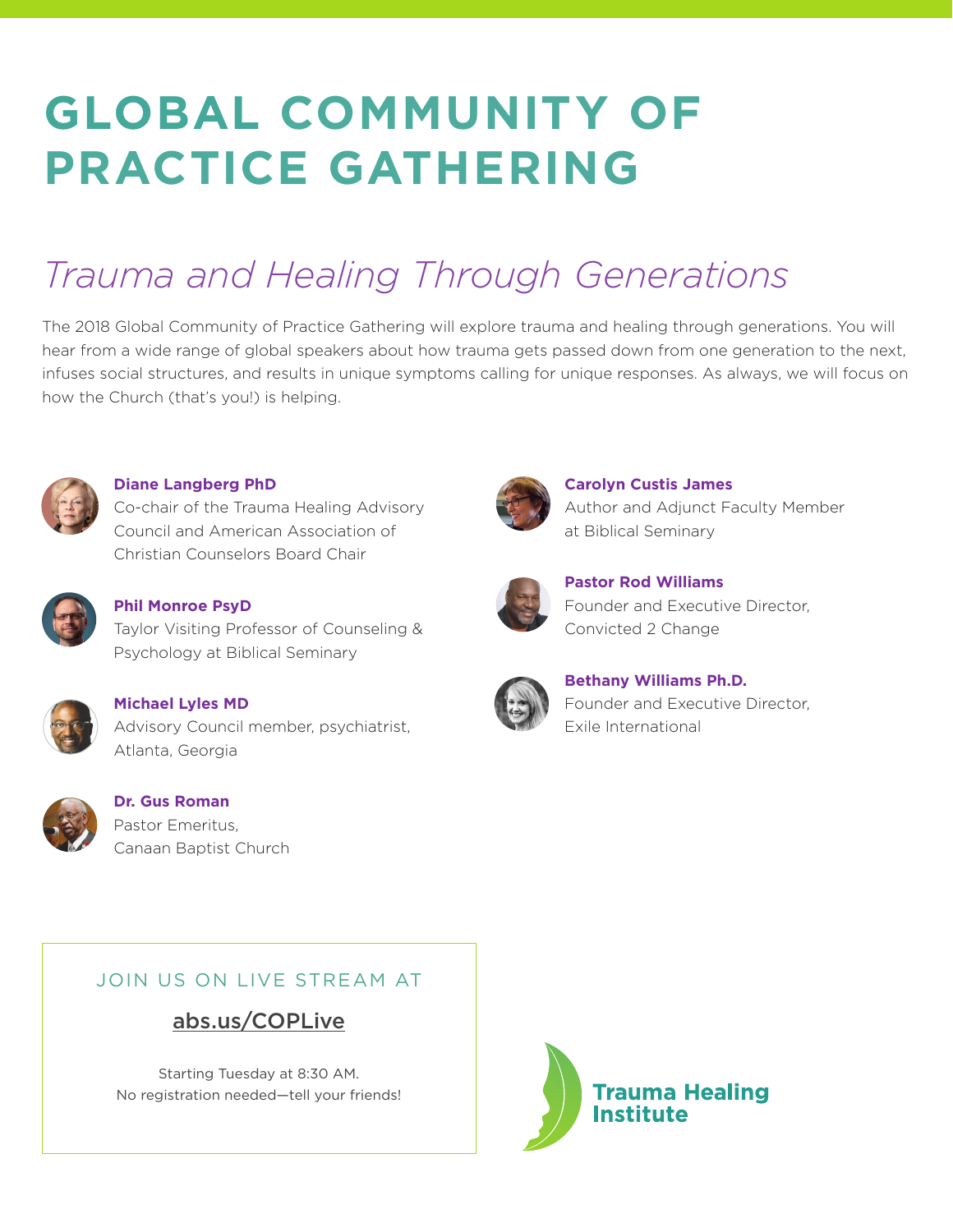# GLOBAL COMMUNITY OF PRACTICE GATHERING

## *Trauma and Healing Through Generations*

The 2018 Global Community of Practice Gathering will explore trauma and healing through generations. You will hear from a wide range of global speakers about how trauma gets passed down from one generation to the next, infuses social structures, and results in unique symptoms calling for unique responses. As always, we will focus on how the Church (that's you!) is helping.

**Diane Langberg PhD**
Co-chair of the Trauma Healing Advisory Council and American Association of Christian Counselors Board Chair

**Phil Monroe PsyD**
Taylor Visiting Professor of Counseling & Psychology at Biblical Seminary

**Michael Lyles MD**
Advisory Council member, psychiatrist, Atlanta, Georgia

**Dr. Gus Roman**
Pastor Emeritus, Canaan Baptist Church

**Carolyn Custis James**
Author and Adjunct Faculty Member at Biblical Seminary

**Pastor Rod Williams**
Founder and Executive Director, Convicted 2 Change

**Bethany Williams Ph.D.**
Founder and Executive Director, Exile International

JOIN US ON LIVE STREAM AT

abs.us/COPLive

Starting Tuesday at 8:30 AM.
No registration needed—tell your friends!

Trauma Healing Institute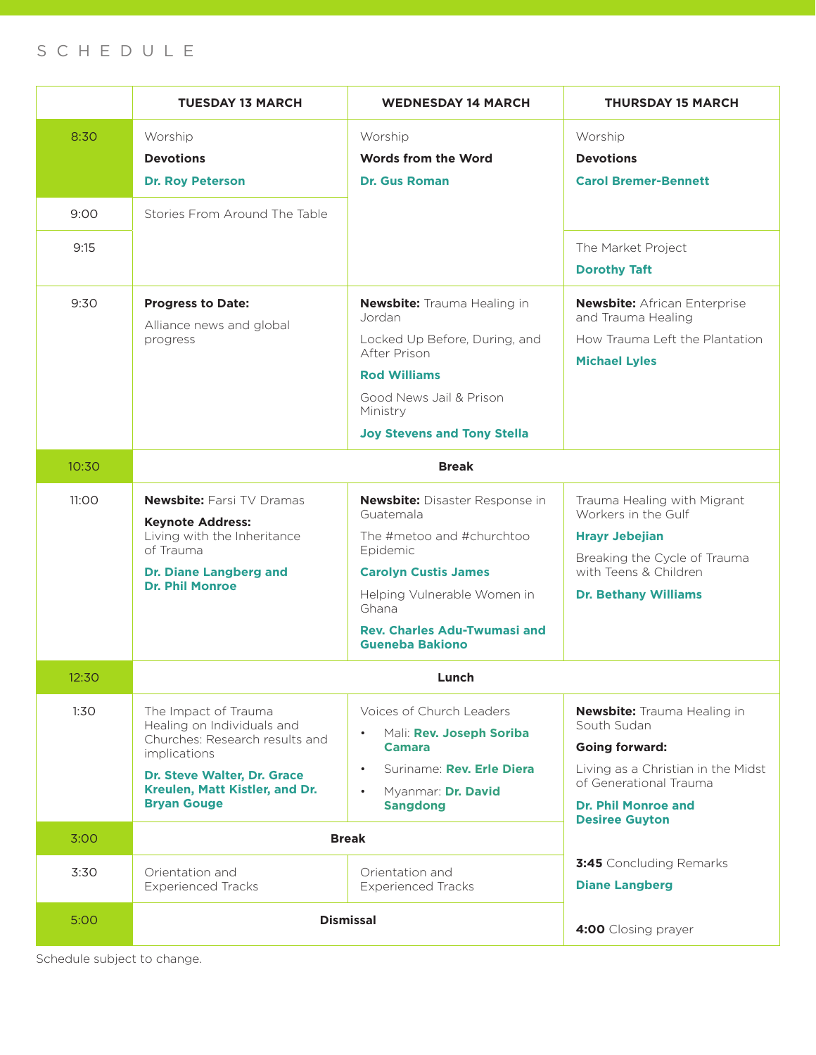# SCHEDULE

| | TUESDAY 13 MARCH | WEDNESDAY 14 MARCH | THURSDAY 15 MARCH |
|---|---|---|---|
| 8:30 | Worship<br>**Devotions**<br>**Dr. Roy Peterson** | Worship<br>**Words from the Word**<br>**Dr. Gus Roman** | Worship<br>**Devotions**<br>**Carol Bremer-Bennett** |
| 9:00 | Stories From Around The Table | | |
| 9:15 | | | The Market Project<br>**Dorothy Taft** |
| 9:30 | **Progress to Date:**<br>Alliance news and global progress | **Newsbite:** Trauma Healing in Jordan<br>Locked Up Before, During, and After Prison<br>**Rod Williams**<br>Good News Jail & Prison Ministry<br>**Joy Stevens and Tony Stella** | **Newsbite:** African Enterprise and Trauma Healing<br>How Trauma Left the Plantation<br>**Michael Lyles** |
| 10:30 | **Break** | | |
| 11:00 | **Newsbite:** Farsi TV Dramas<br>**Keynote Address:**<br>Living with the Inheritance of Trauma<br>**Dr. Diane Langberg and Dr. Phil Monroe** | **Newsbite:** Disaster Response in Guatemala<br>The #metoo and #churchtoo Epidemic<br>**Carolyn Custis James**<br>Helping Vulnerable Women in Ghana<br>**Rev. Charles Adu-Twumasi and Gueneba Bakiono** | Trauma Healing with Migrant Workers in the Gulf<br>**Hrayr Jebejian**<br>Breaking the Cycle of Trauma with Teens & Children<br>**Dr. Bethany Williams** |
| 12:30 | **Lunch** | | |
| 1:30 | The Impact of Trauma Healing on Individuals and Churches: Research results and implications<br>**Dr. Steve Walter, Dr. Grace Kreulen, Matt Kistler, and Dr. Bryan Gouge** | Voices of Church Leaders<br>• Mali: **Rev. Joseph Soriba Camara**<br>• Suriname: **Rev. Erle Diera**<br>• Myanmar: **Dr. David Sangdong** | **Newsbite:** Trauma Healing in South Sudan<br>**Going forward:**<br>Living as a Christian in the Midst of Generational Trauma<br>**Dr. Phil Monroe and Desiree Guyton** |
| 3:00 | **Break** | | |
| 3:30 | Orientation and Experienced Tracks | Orientation and Experienced Tracks | **3:45** Concluding Remarks<br>**Diane Langberg** |
| 5:00 | **Dismissal** | | **4:00** Closing prayer |

Schedule subject to change.